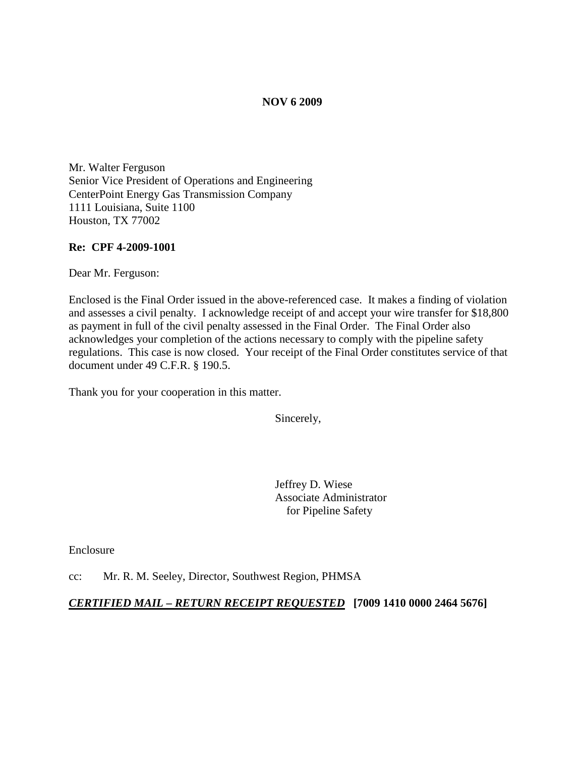**NOV 6 2009**

Mr. Walter Ferguson
Senior Vice President of Operations and Engineering
CenterPoint Energy Gas Transmission Company
1111 Louisiana, Suite 1100
Houston, TX 77002

**Re: CPF 4-2009-1001**

Dear Mr. Ferguson:

Enclosed is the Final Order issued in the above-referenced case. It makes a finding of violation and assesses a civil penalty. I acknowledge receipt of and accept your wire transfer for $18,800 as payment in full of the civil penalty assessed in the Final Order. The Final Order also acknowledges your completion of the actions necessary to comply with the pipeline safety regulations. This case is now closed. Your receipt of the Final Order constitutes service of that document under 49 C.F.R. § 190.5.

Thank you for your cooperation in this matter.

Sincerely,

Jeffrey D. Wiese
Associate Administrator
for Pipeline Safety

Enclosure

cc: Mr. R. M. Seeley, Director, Southwest Region, PHMSA

***CERTIFIED MAIL – RETURN RECEIPT REQUESTED*** **[7009 1410 0000 2464 5676]**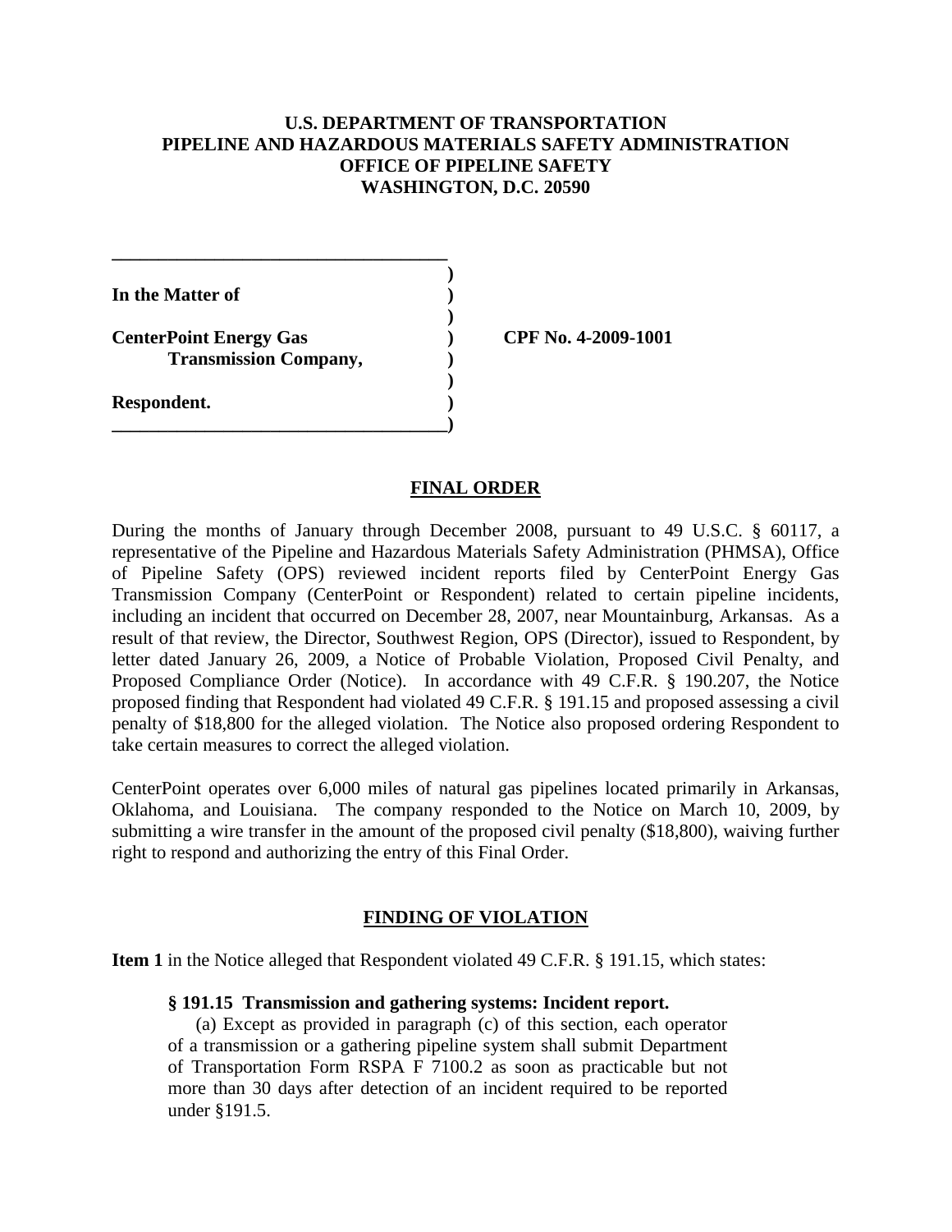**U.S. DEPARTMENT OF TRANSPORTATION**
**PIPELINE AND HAZARDOUS MATERIALS SAFETY ADMINISTRATION**
**OFFICE OF PIPELINE SAFETY**
**WASHINGTON, D.C. 20590**

| | | |
|---|---|---|
| **In the Matter of** | ) | |
| | ) | |
| **CenterPoint Energy Gas Transmission Company,** | ) | **CPF No. 4-2009-1001** |
| | ) | |
| **Respondent.** | ) | |

## FINAL ORDER

During the months of January through December 2008, pursuant to 49 U.S.C. § 60117, a representative of the Pipeline and Hazardous Materials Safety Administration (PHMSA), Office of Pipeline Safety (OPS) reviewed incident reports filed by CenterPoint Energy Gas Transmission Company (CenterPoint or Respondent) related to certain pipeline incidents, including an incident that occurred on December 28, 2007, near Mountainburg, Arkansas. As a result of that review, the Director, Southwest Region, OPS (Director), issued to Respondent, by letter dated January 26, 2009, a Notice of Probable Violation, Proposed Civil Penalty, and Proposed Compliance Order (Notice). In accordance with 49 C.F.R. § 190.207, the Notice proposed finding that Respondent had violated 49 C.F.R. § 191.15 and proposed assessing a civil penalty of $18,800 for the alleged violation. The Notice also proposed ordering Respondent to take certain measures to correct the alleged violation.

CenterPoint operates over 6,000 miles of natural gas pipelines located primarily in Arkansas, Oklahoma, and Louisiana. The company responded to the Notice on March 10, 2009, by submitting a wire transfer in the amount of the proposed civil penalty ($18,800), waiving further right to respond and authorizing the entry of this Final Order.

## FINDING OF VIOLATION

**Item 1** in the Notice alleged that Respondent violated 49 C.F.R. § 191.15, which states:

> **§ 191.15 Transmission and gathering systems: Incident report.**
>
> (a) Except as provided in paragraph (c) of this section, each operator of a transmission or a gathering pipeline system shall submit Department of Transportation Form RSPA F 7100.2 as soon as practicable but not more than 30 days after detection of an incident required to be reported under §191.5.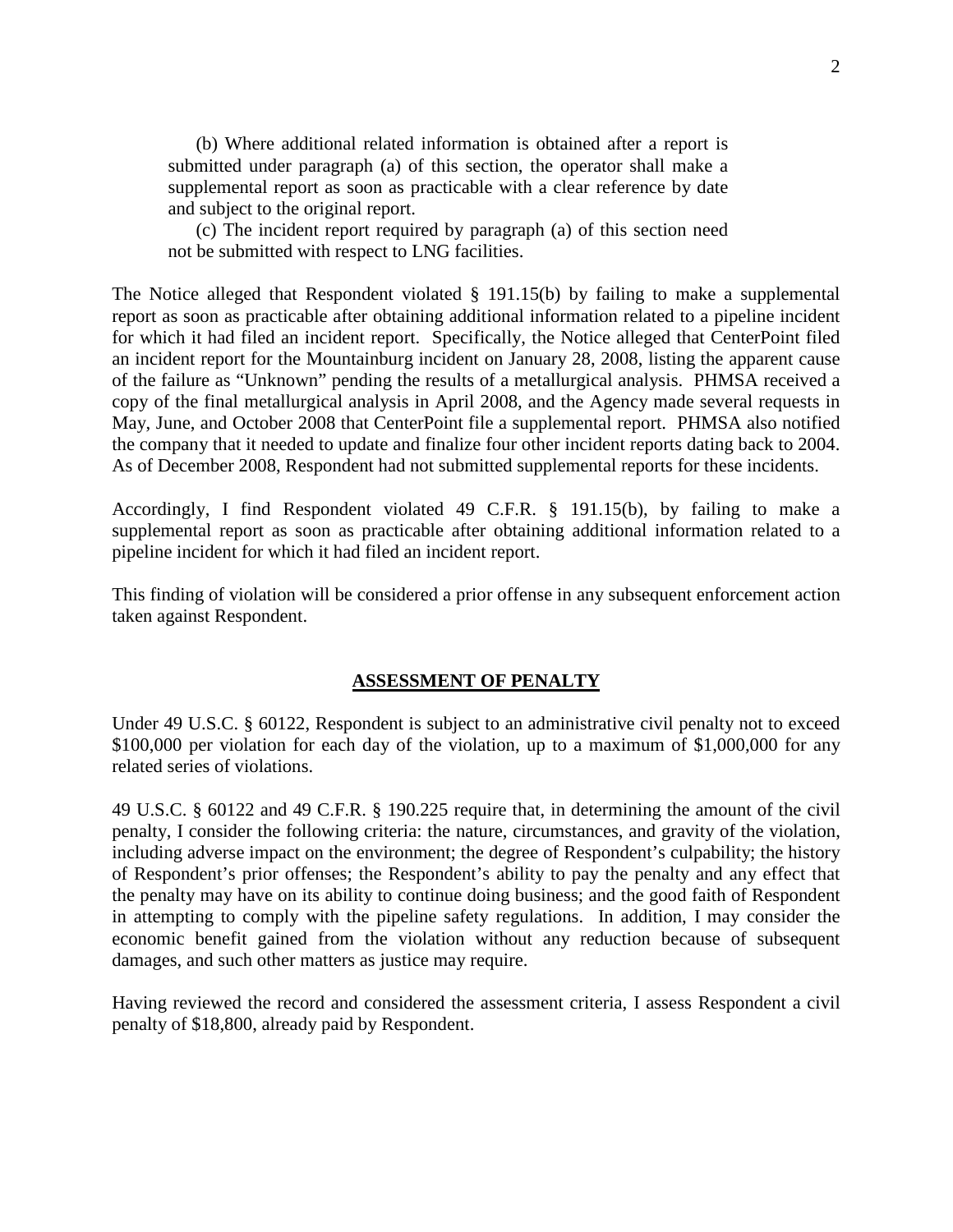> (b) Where additional related information is obtained after a report is submitted under paragraph (a) of this section, the operator shall make a supplemental report as soon as practicable with a clear reference by date and subject to the original report.
>
> (c) The incident report required by paragraph (a) of this section need not be submitted with respect to LNG facilities.

The Notice alleged that Respondent violated § 191.15(b) by failing to make a supplemental report as soon as practicable after obtaining additional information related to a pipeline incident for which it had filed an incident report. Specifically, the Notice alleged that CenterPoint filed an incident report for the Mountainburg incident on January 28, 2008, listing the apparent cause of the failure as "Unknown" pending the results of a metallurgical analysis. PHMSA received a copy of the final metallurgical analysis in April 2008, and the Agency made several requests in May, June, and October 2008 that CenterPoint file a supplemental report. PHMSA also notified the company that it needed to update and finalize four other incident reports dating back to 2004. As of December 2008, Respondent had not submitted supplemental reports for these incidents.

Accordingly, I find Respondent violated 49 C.F.R. § 191.15(b), by failing to make a supplemental report as soon as practicable after obtaining additional information related to a pipeline incident for which it had filed an incident report.

This finding of violation will be considered a prior offense in any subsequent enforcement action taken against Respondent.

## ASSESSMENT OF PENALTY

Under 49 U.S.C. § 60122, Respondent is subject to an administrative civil penalty not to exceed $100,000 per violation for each day of the violation, up to a maximum of $1,000,000 for any related series of violations.

49 U.S.C. § 60122 and 49 C.F.R. § 190.225 require that, in determining the amount of the civil penalty, I consider the following criteria: the nature, circumstances, and gravity of the violation, including adverse impact on the environment; the degree of Respondent's culpability; the history of Respondent's prior offenses; the Respondent's ability to pay the penalty and any effect that the penalty may have on its ability to continue doing business; and the good faith of Respondent in attempting to comply with the pipeline safety regulations. In addition, I may consider the economic benefit gained from the violation without any reduction because of subsequent damages, and such other matters as justice may require.

Having reviewed the record and considered the assessment criteria, I assess Respondent a civil penalty of $18,800, already paid by Respondent.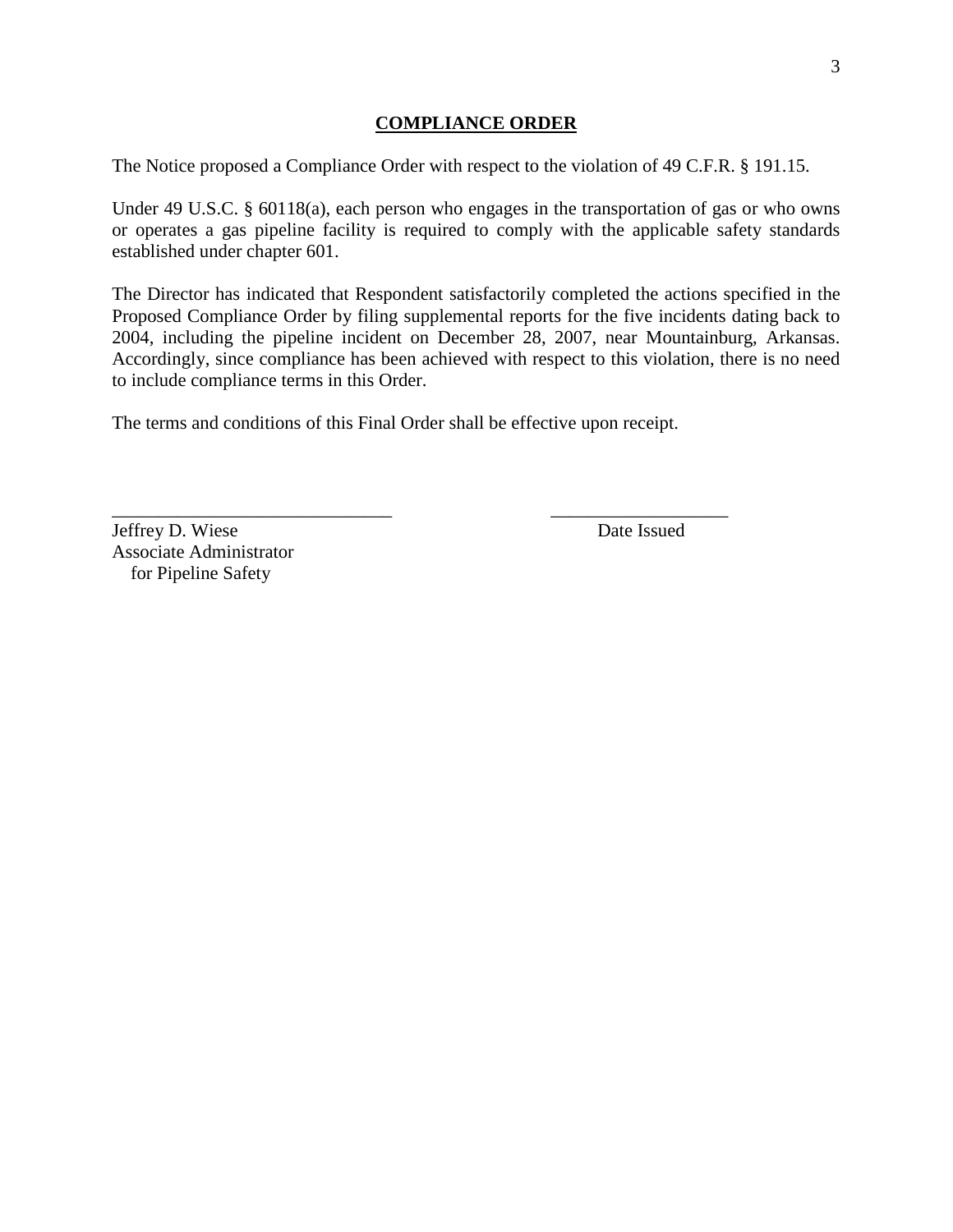## COMPLIANCE ORDER

The Notice proposed a Compliance Order with respect to the violation of 49 C.F.R. § 191.15.

Under 49 U.S.C. § 60118(a), each person who engages in the transportation of gas or who owns or operates a gas pipeline facility is required to comply with the applicable safety standards established under chapter 601.

The Director has indicated that Respondent satisfactorily completed the actions specified in the Proposed Compliance Order by filing supplemental reports for the five incidents dating back to 2004, including the pipeline incident on December 28, 2007, near Mountainburg, Arkansas. Accordingly, since compliance has been achieved with respect to this violation, there is no need to include compliance terms in this Order.

The terms and conditions of this Final Order shall be effective upon receipt.

\_\_\_\_\_\_\_\_\_\_\_\_\_\_\_\_\_\_\_\_\_\_\_\_\_\_\_\_\_\_ \_\_\_\_\_\_\_\_\_\_\_\_\_\_\_\_\_\_\_\_

Jeffrey D. Wiese Date Issued
Associate Administrator
for Pipeline Safety